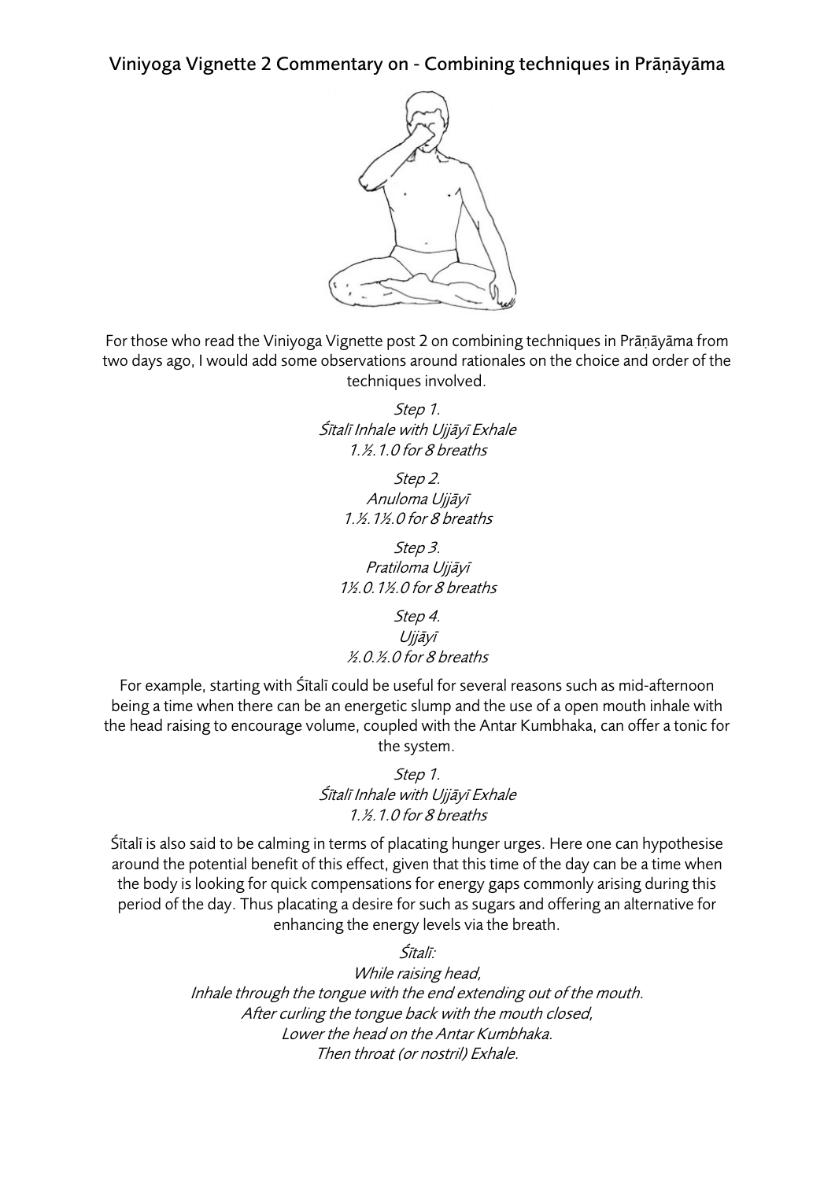# Viniyoga Vignette 2 Commentary on - Combining techniques in Prāṇāyāma

For those who read the Viniyoga Vignette post 2 on combining techniques in Prāṇāyāma from two days ago, I would add some observations around rationales on the choice and order of the techniques involved.

*Step 1.*
*Śītalī Inhale with Ujjāyī Exhale*
*1.½.1.0 for 8 breaths*

*Step 2.*
*Anuloma Ujjāyī*
*1.½.1½.0 for 8 breaths*

*Step 3.*
*Pratiloma Ujjāyī*
*1½.0.1½.0 for 8 breaths*

*Step 4.*
*Ujjāyī*
*½.0.½.0 for 8 breaths*

For example, starting with Śītalī could be useful for several reasons such as mid-afternoon being a time when there can be an energetic slump and the use of a open mouth inhale with the head raising to encourage volume, coupled with the Antar Kumbhaka, can offer a tonic for the system.

*Step 1.*
*Śītalī Inhale with Ujjāyī Exhale*
*1.½.1.0 for 8 breaths*

Śītalī is also said to be calming in terms of placating hunger urges. Here one can hypothesise around the potential benefit of this effect, given that this time of the day can be a time when the body is looking for quick compensations for energy gaps commonly arising during this period of the day. Thus placating a desire for such as sugars and offering an alternative for enhancing the energy levels via the breath.

*Śītalī:*
*While raising head,*
*Inhale through the tongue with the end extending out of the mouth.*
*After curling the tongue back with the mouth closed,*
*Lower the head on the Antar Kumbhaka.*
*Then throat (or nostril) Exhale.*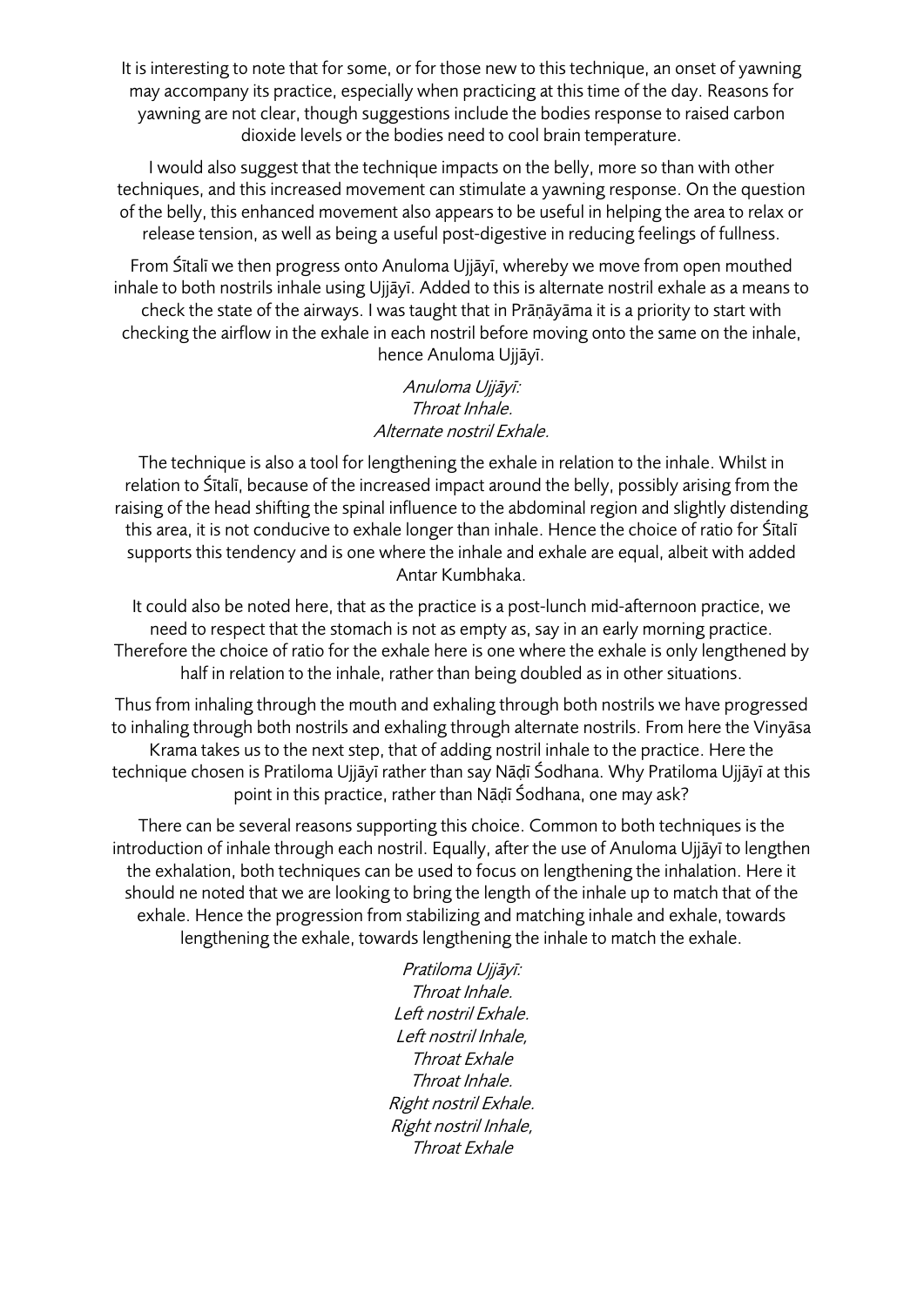It is interesting to note that for some, or for those new to this technique, an onset of yawning may accompany its practice, especially when practicing at this time of the day. Reasons for yawning are not clear, though suggestions include the bodies response to raised carbon dioxide levels or the bodies need to cool brain temperature.

I would also suggest that the technique impacts on the belly, more so than with other techniques, and this increased movement can stimulate a yawning response. On the question of the belly, this enhanced movement also appears to be useful in helping the area to relax or release tension, as well as being a useful post-digestive in reducing feelings of fullness.

From Śītalī we then progress onto Anuloma Ujjāyī, whereby we move from open mouthed inhale to both nostrils inhale using Ujjāyī. Added to this is alternate nostril exhale as a means to check the state of the airways. I was taught that in Prāṇāyāma it is a priority to start with checking the airflow in the exhale in each nostril before moving onto the same on the inhale, hence Anuloma Ujjāyī.

*Anuloma Ujjāyī:*
*Throat Inhale.*
*Alternate nostril Exhale.*

The technique is also a tool for lengthening the exhale in relation to the inhale. Whilst in relation to Śītalī, because of the increased impact around the belly, possibly arising from the raising of the head shifting the spinal influence to the abdominal region and slightly distending this area, it is not conducive to exhale longer than inhale. Hence the choice of ratio for Śītalī supports this tendency and is one where the inhale and exhale are equal, albeit with added Antar Kumbhaka.

It could also be noted here, that as the practice is a post-lunch mid-afternoon practice, we need to respect that the stomach is not as empty as, say in an early morning practice. Therefore the choice of ratio for the exhale here is one where the exhale is only lengthened by half in relation to the inhale, rather than being doubled as in other situations.

Thus from inhaling through the mouth and exhaling through both nostrils we have progressed to inhaling through both nostrils and exhaling through alternate nostrils. From here the Vinyāsa Krama takes us to the next step, that of adding nostril inhale to the practice. Here the technique chosen is Pratiloma Ujjāyī rather than say Nāḍī Śodhana. Why Pratiloma Ujjāyī at this point in this practice, rather than Nāḍī Śodhana, one may ask?

There can be several reasons supporting this choice. Common to both techniques is the introduction of inhale through each nostril. Equally, after the use of Anuloma Ujjāyī to lengthen the exhalation, both techniques can be used to focus on lengthening the inhalation. Here it should ne noted that we are looking to bring the length of the inhale up to match that of the exhale. Hence the progression from stabilizing and matching inhale and exhale, towards lengthening the exhale, towards lengthening the inhale to match the exhale.

*Pratiloma Ujjāyī:*
*Throat Inhale.*
*Left nostril Exhale.*
*Left nostril Inhale,*
*Throat Exhale*
*Throat Inhale.*
*Right nostril Exhale.*
*Right nostril Inhale,*
*Throat Exhale*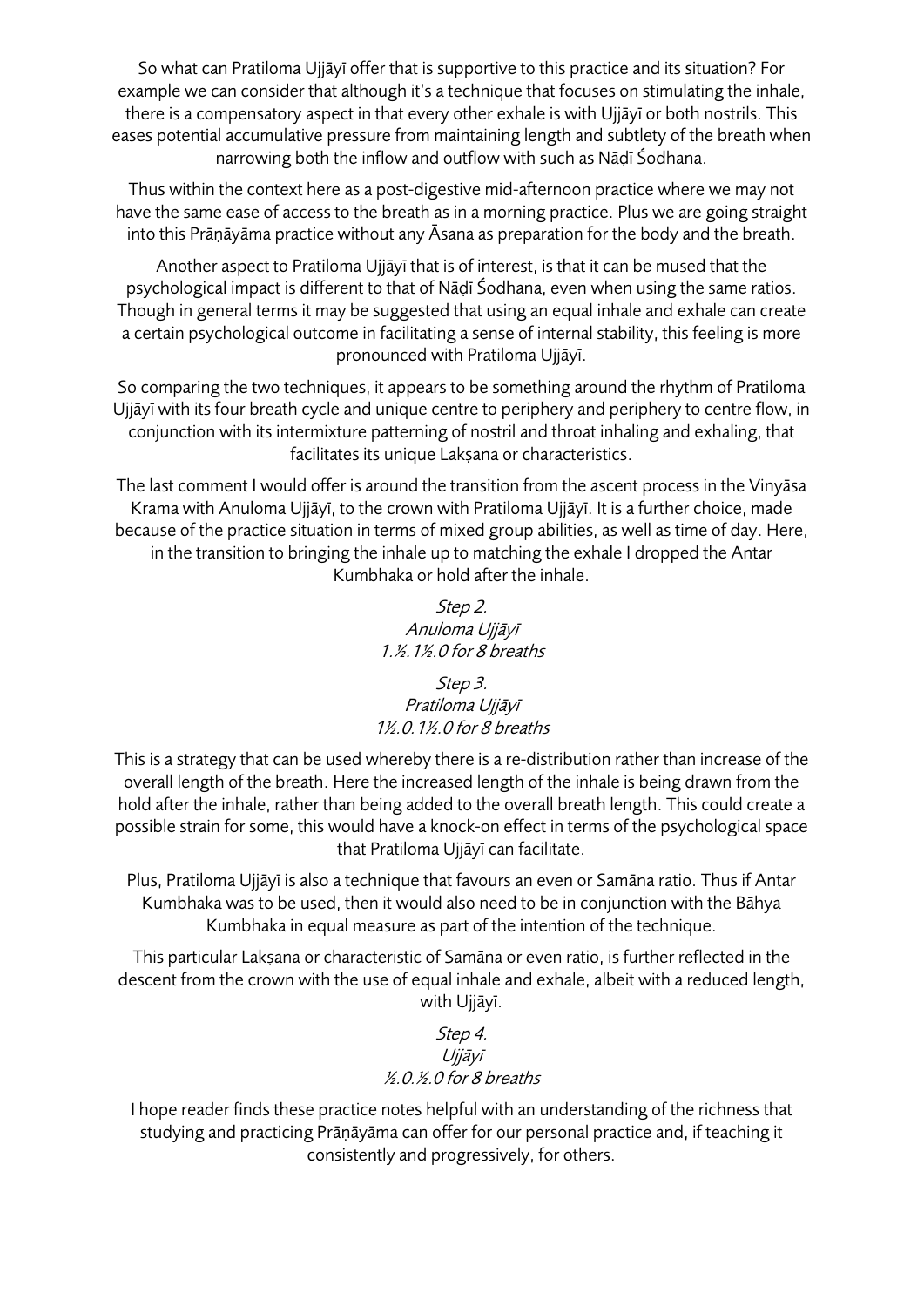So what can Pratiloma Ujjāyī offer that is supportive to this practice and its situation? For example we can consider that although it's a technique that focuses on stimulating the inhale, there is a compensatory aspect in that every other exhale is with Ujjāyī or both nostrils. This eases potential accumulative pressure from maintaining length and subtlety of the breath when narrowing both the inflow and outflow with such as Nāḍī Śodhana.

Thus within the context here as a post-digestive mid-afternoon practice where we may not have the same ease of access to the breath as in a morning practice. Plus we are going straight into this Prāṇāyāma practice without any Āsana as preparation for the body and the breath.

Another aspect to Pratiloma Ujjāyī that is of interest, is that it can be mused that the psychological impact is different to that of Nāḍī Śodhana, even when using the same ratios. Though in general terms it may be suggested that using an equal inhale and exhale can create a certain psychological outcome in facilitating a sense of internal stability, this feeling is more pronounced with Pratiloma Ujjāyī.

So comparing the two techniques, it appears to be something around the rhythm of Pratiloma Ujjāyī with its four breath cycle and unique centre to periphery and periphery to centre flow, in conjunction with its intermixture patterning of nostril and throat inhaling and exhaling, that facilitates its unique Lakṣana or characteristics.

The last comment I would offer is around the transition from the ascent process in the Vinyāsa Krama with Anuloma Ujjāyī, to the crown with Pratiloma Ujjāyī. It is a further choice, made because of the practice situation in terms of mixed group abilities, as well as time of day. Here, in the transition to bringing the inhale up to matching the exhale I dropped the Antar Kumbhaka or hold after the inhale.

*Step 2.*
*Anuloma Ujjāyī*
*1.½.1½.0 for 8 breaths*

*Step 3.*
*Pratiloma Ujjāyī*
*1½.0.1½.0 for 8 breaths*

This is a strategy that can be used whereby there is a re-distribution rather than increase of the overall length of the breath. Here the increased length of the inhale is being drawn from the hold after the inhale, rather than being added to the overall breath length. This could create a possible strain for some, this would have a knock-on effect in terms of the psychological space that Pratiloma Ujjāyī can facilitate.

Plus, Pratiloma Ujjāyī is also a technique that favours an even or Samāna ratio. Thus if Antar Kumbhaka was to be used, then it would also need to be in conjunction with the Bāhya Kumbhaka in equal measure as part of the intention of the technique.

This particular Lakṣana or characteristic of Samāna or even ratio, is further reflected in the descent from the crown with the use of equal inhale and exhale, albeit with a reduced length, with Ujjāyī.

*Step 4.*
*Ujjāyī*
*½.0.½.0 for 8 breaths*

I hope reader finds these practice notes helpful with an understanding of the richness that studying and practicing Prāṇāyāma can offer for our personal practice and, if teaching it consistently and progressively, for others.